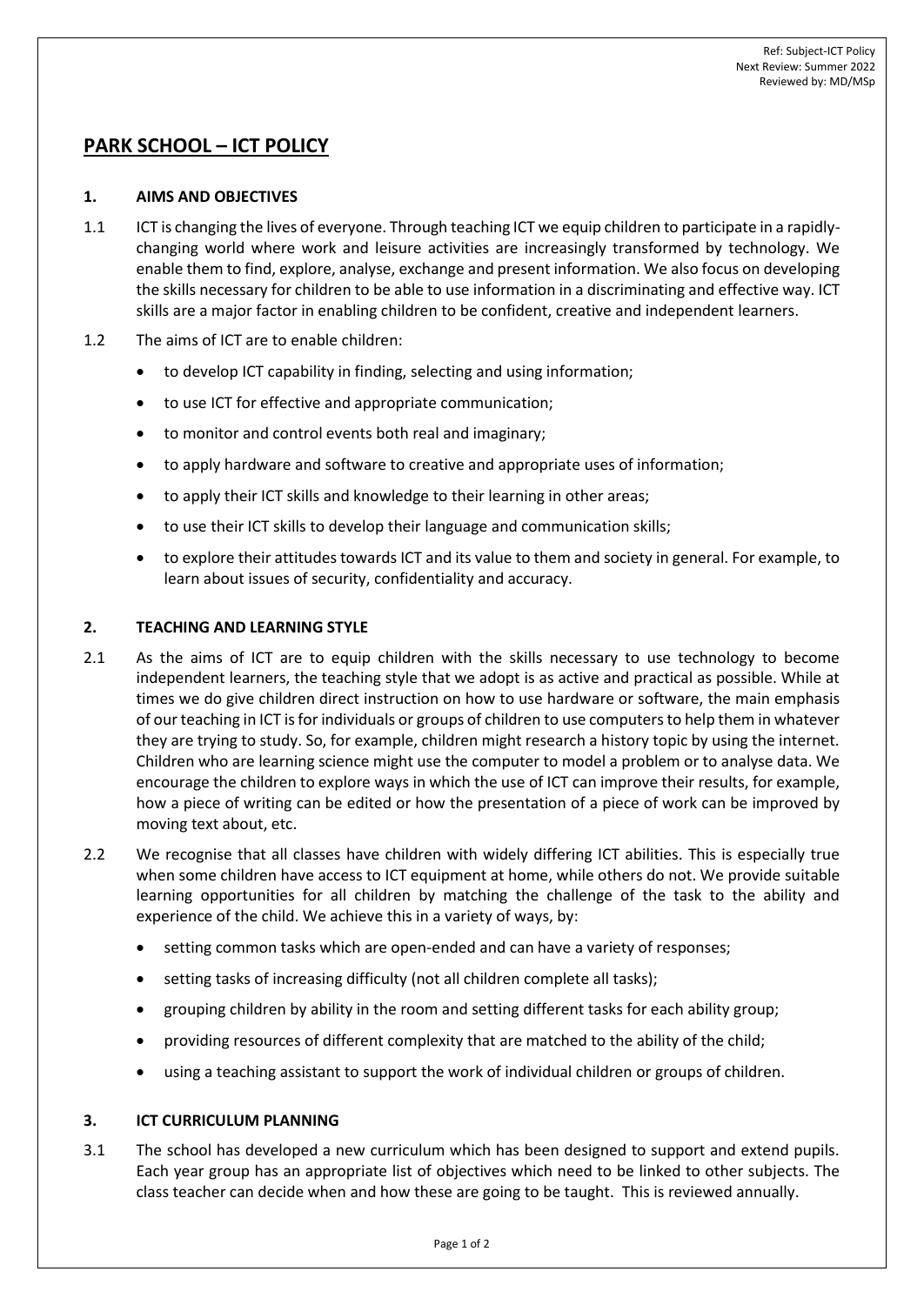Ref: Subject-ICT Policy
Next Review: Summer 2022
Reviewed by: MD/MSp

# PARK SCHOOL – ICT POLICY

## 1. AIMS AND OBJECTIVES

1.1 ICT is changing the lives of everyone. Through teaching ICT we equip children to participate in a rapidly-changing world where work and leisure activities are increasingly transformed by technology. We enable them to find, explore, analyse, exchange and present information. We also focus on developing the skills necessary for children to be able to use information in a discriminating and effective way. ICT skills are a major factor in enabling children to be confident, creative and independent learners.

1.2 The aims of ICT are to enable children:

- to develop ICT capability in finding, selecting and using information;
- to use ICT for effective and appropriate communication;
- to monitor and control events both real and imaginary;
- to apply hardware and software to creative and appropriate uses of information;
- to apply their ICT skills and knowledge to their learning in other areas;
- to use their ICT skills to develop their language and communication skills;
- to explore their attitudes towards ICT and its value to them and society in general. For example, to learn about issues of security, confidentiality and accuracy.

## 2. TEACHING AND LEARNING STYLE

2.1 As the aims of ICT are to equip children with the skills necessary to use technology to become independent learners, the teaching style that we adopt is as active and practical as possible. While at times we do give children direct instruction on how to use hardware or software, the main emphasis of our teaching in ICT is for individuals or groups of children to use computers to help them in whatever they are trying to study. So, for example, children might research a history topic by using the internet. Children who are learning science might use the computer to model a problem or to analyse data. We encourage the children to explore ways in which the use of ICT can improve their results, for example, how a piece of writing can be edited or how the presentation of a piece of work can be improved by moving text about, etc.

2.2 We recognise that all classes have children with widely differing ICT abilities. This is especially true when some children have access to ICT equipment at home, while others do not. We provide suitable learning opportunities for all children by matching the challenge of the task to the ability and experience of the child. We achieve this in a variety of ways, by:

- setting common tasks which are open-ended and can have a variety of responses;
- setting tasks of increasing difficulty (not all children complete all tasks);
- grouping children by ability in the room and setting different tasks for each ability group;
- providing resources of different complexity that are matched to the ability of the child;
- using a teaching assistant to support the work of individual children or groups of children.

## 3. ICT CURRICULUM PLANNING

3.1 The school has developed a new curriculum which has been designed to support and extend pupils. Each year group has an appropriate list of objectives which need to be linked to other subjects. The class teacher can decide when and how these are going to be taught. This is reviewed annually.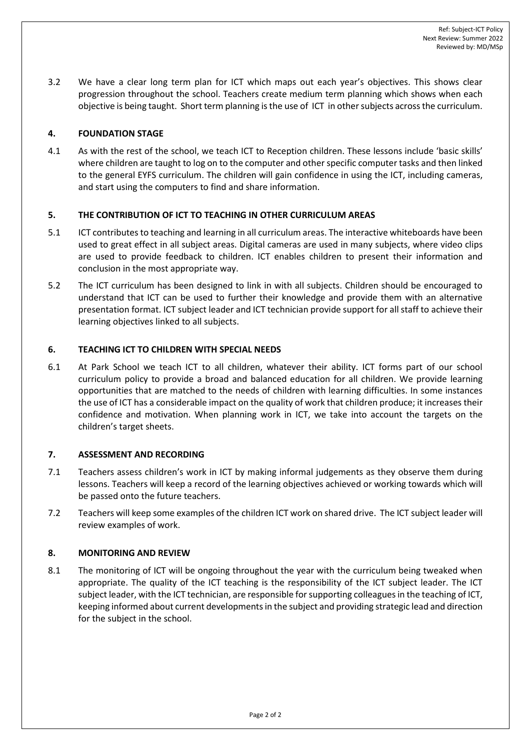3.2 We have a clear long term plan for ICT which maps out each year's objectives. This shows clear progression throughout the school. Teachers create medium term planning which shows when each objective is being taught. Short term planning is the use of ICT in other subjects across the curriculum.

## 4. FOUNDATION STAGE

4.1 As with the rest of the school, we teach ICT to Reception children. These lessons include 'basic skills' where children are taught to log on to the computer and other specific computer tasks and then linked to the general EYFS curriculum. The children will gain confidence in using the ICT, including cameras, and start using the computers to find and share information.

## 5. THE CONTRIBUTION OF ICT TO TEACHING IN OTHER CURRICULUM AREAS

5.1 ICT contributes to teaching and learning in all curriculum areas. The interactive whiteboards have been used to great effect in all subject areas. Digital cameras are used in many subjects, where video clips are used to provide feedback to children. ICT enables children to present their information and conclusion in the most appropriate way.

5.2 The ICT curriculum has been designed to link in with all subjects. Children should be encouraged to understand that ICT can be used to further their knowledge and provide them with an alternative presentation format. ICT subject leader and ICT technician provide support for all staff to achieve their learning objectives linked to all subjects.

## 6. TEACHING ICT TO CHILDREN WITH SPECIAL NEEDS

6.1 At Park School we teach ICT to all children, whatever their ability. ICT forms part of our school curriculum policy to provide a broad and balanced education for all children. We provide learning opportunities that are matched to the needs of children with learning difficulties. In some instances the use of ICT has a considerable impact on the quality of work that children produce; it increases their confidence and motivation. When planning work in ICT, we take into account the targets on the children's target sheets.

## 7. ASSESSMENT AND RECORDING

7.1 Teachers assess children's work in ICT by making informal judgements as they observe them during lessons. Teachers will keep a record of the learning objectives achieved or working towards which will be passed onto the future teachers.

7.2 Teachers will keep some examples of the children ICT work on shared drive. The ICT subject leader will review examples of work.

## 8. MONITORING AND REVIEW

8.1 The monitoring of ICT will be ongoing throughout the year with the curriculum being tweaked when appropriate. The quality of the ICT teaching is the responsibility of the ICT subject leader. The ICT subject leader, with the ICT technician, are responsible for supporting colleagues in the teaching of ICT, keeping informed about current developments in the subject and providing strategic lead and direction for the subject in the school.